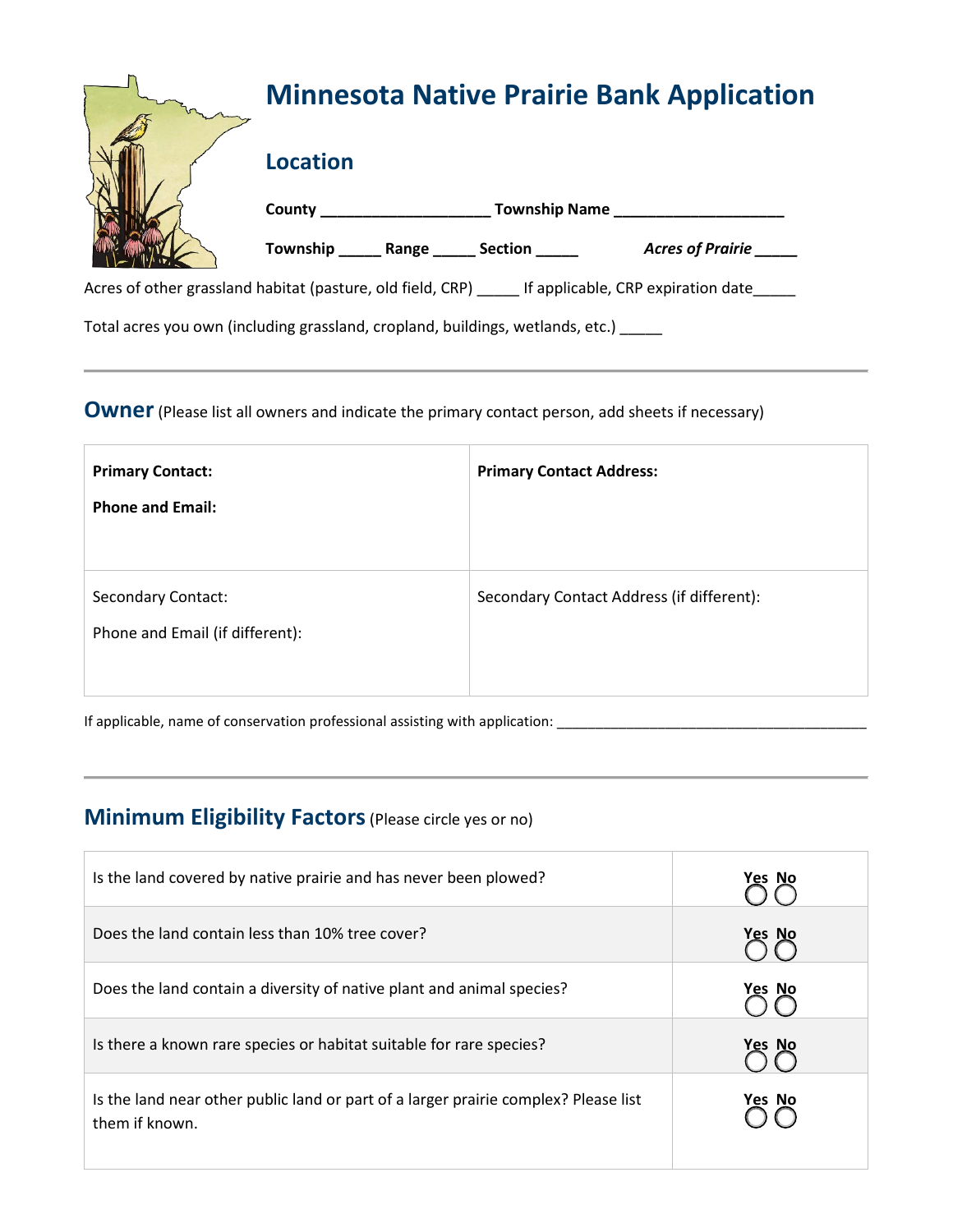# Minnesota Native Prairie Bank Application

## Location

**County** ____________________ **Township Name** ____________________

**Township** _____ **Range** _____ **Section** _____ ***Acres of Prairie*** _____

Acres of other grassland habitat (pasture, old field, CRP) _____ If applicable, CRP expiration date_____

Total acres you own (including grassland, cropland, buildings, wetlands, etc.) _____

---

## Owner (Please list all owners and indicate the primary contact person, add sheets if necessary)

| | |
|---|---|
| **Primary Contact:**<br><br>**Phone and Email:** | **Primary Contact Address:** |
| Secondary Contact:<br><br>Phone and Email (if different): | Secondary Contact Address (if different): |

If applicable, name of conservation professional assisting with application: __________________________________________

---

## Minimum Eligibility Factors (Please circle yes or no)

| | |
|---|---|
| Is the land covered by native prairie and has never been plowed? | Yes No |
| Does the land contain less than 10% tree cover? | Yes No |
| Does the land contain a diversity of native plant and animal species? | Yes No |
| Is there a known rare species or habitat suitable for rare species? | Yes No |
| Is the land near other public land or part of a larger prairie complex? Please list them if known. | Yes No |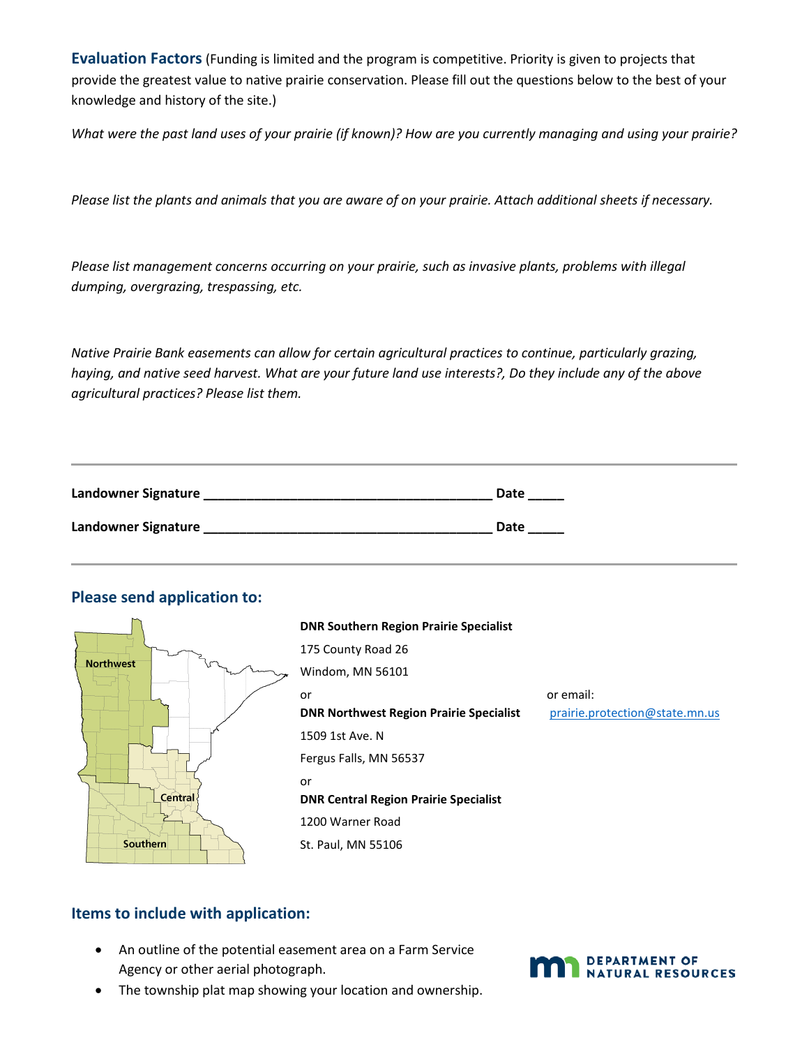**Evaluation Factors** (Funding is limited and the program is competitive. Priority is given to projects that provide the greatest value to native prairie conservation. Please fill out the questions below to the best of your knowledge and history of the site.)

*What were the past land uses of your prairie (if known)? How are you currently managing and using your prairie?*

*Please list the plants and animals that you are aware of on your prairie. Attach additional sheets if necessary.*

*Please list management concerns occurring on your prairie, such as invasive plants, problems with illegal dumping, overgrazing, trespassing, etc.*

*Native Prairie Bank easements can allow for certain agricultural practices to continue, particularly grazing, haying, and native seed harvest. What are your future land use interests?, Do they include any of the above agricultural practices? Please list them.*

---

**Landowner Signature** ________________________________________ **Date** _____

**Landowner Signature** ________________________________________ **Date** _____

---

## Please send application to:

Northwest

Central

Southern

**DNR Southern Region Prairie Specialist**
175 County Road 26
Windom, MN 56101

or

**DNR Northwest Region Prairie Specialist**
1509 1st Ave. N
Fergus Falls, MN 56537

or

**DNR Central Region Prairie Specialist**
1200 Warner Road
St. Paul, MN 55106

or email:
prairie.protection@state.mn.us

## Items to include with application:

- An outline of the potential easement area on a Farm Service Agency or other aerial photograph.
- The township plat map showing your location and ownership.

DEPARTMENT OF NATURAL RESOURCES